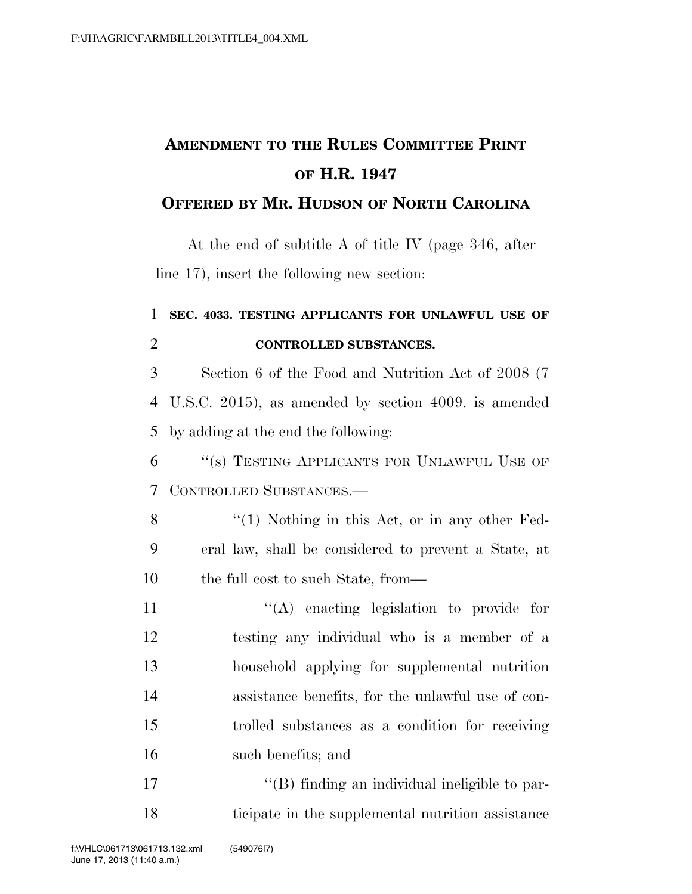# AMENDMENT TO THE RULES COMMITTEE PRINT OF H.R. 1947

## OFFERED BY MR. HUDSON OF NORTH CAROLINA

At the end of subtitle A of title IV (page 346, after line 17), insert the following new section:

**SEC. 4033. TESTING APPLICANTS FOR UNLAWFUL USE OF CONTROLLED SUBSTANCES.**

Section 6 of the Food and Nutrition Act of 2008 (7 U.S.C. 2015), as amended by section 4009. is amended by adding at the end the following:

"(s) TESTING APPLICANTS FOR UNLAWFUL USE OF CONTROLLED SUBSTANCES.—

"(1) Nothing in this Act, or in any other Federal law, shall be considered to prevent a State, at the full cost to such State, from—

"(A) enacting legislation to provide for testing any individual who is a member of a household applying for supplemental nutrition assistance benefits, for the unlawful use of controlled substances as a condition for receiving such benefits; and

"(B) finding an individual ineligible to participate in the supplemental nutrition assistance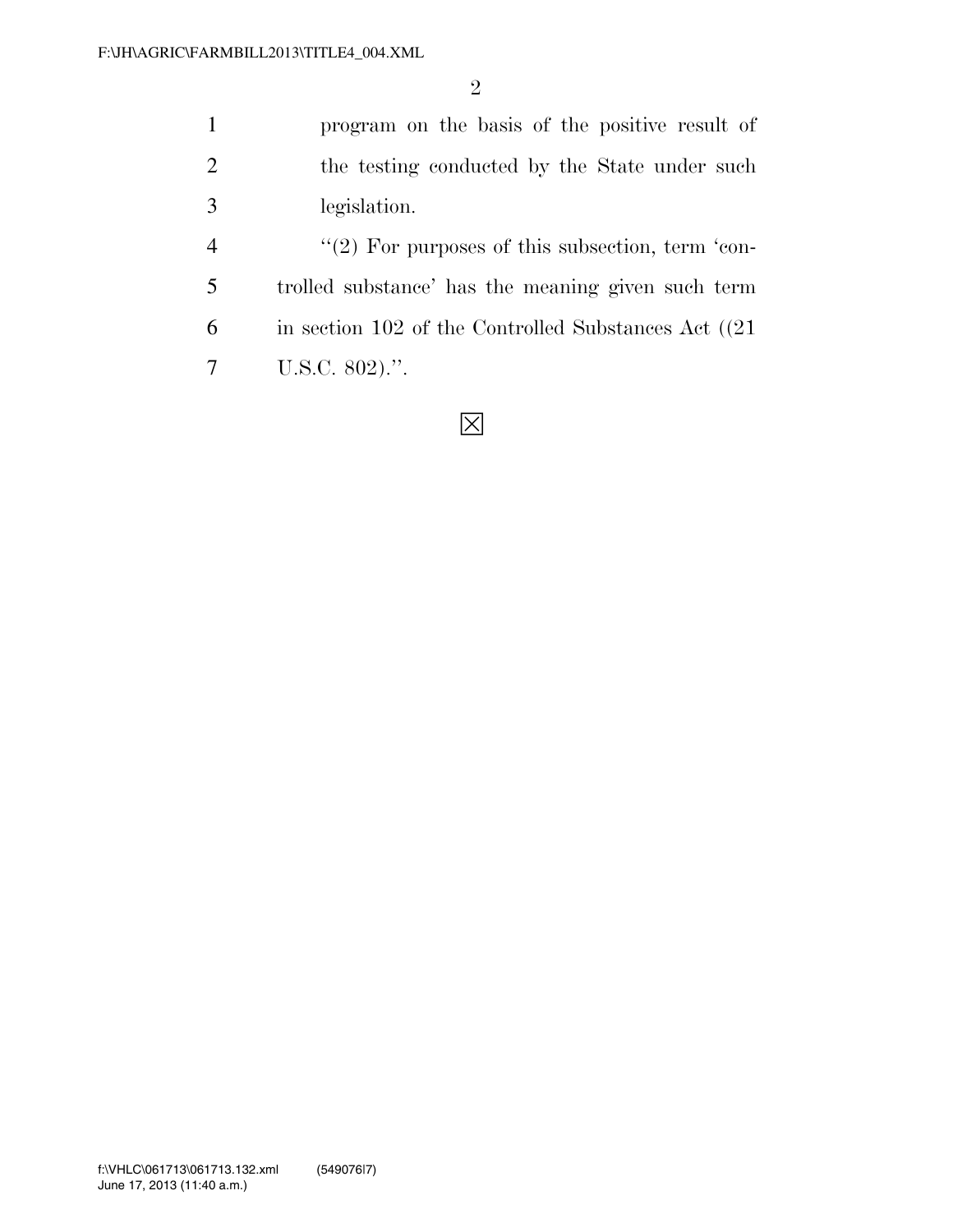program on the basis of the positive result of the testing conducted by the State under such legislation.

''(2) For purposes of this subsection, term 'controlled substance' has the meaning given such term in section 102 of the Controlled Substances Act ((21 U.S.C. 802).''.